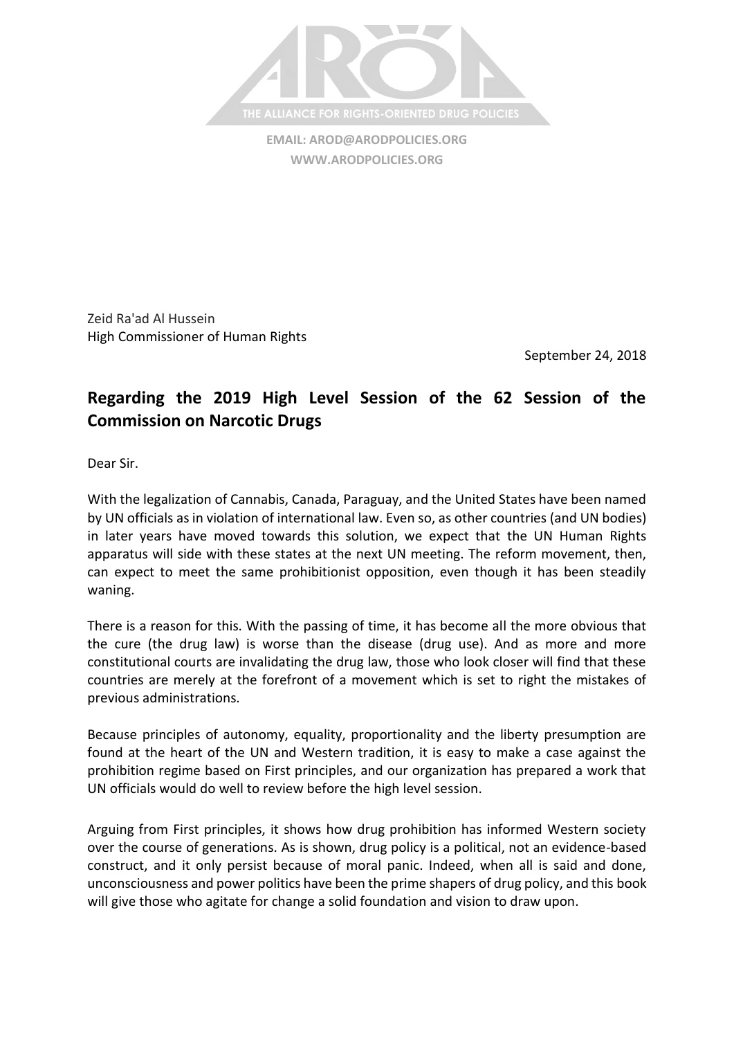THE ALLIANCE FOR RIGHTS-ORIENTED DRUG POLICIES

**EMAIL: AROD@ARODPOLICIES.ORG**
**WWW.ARODPOLICIES.ORG**

Zeid Ra'ad Al Hussein
High Commissioner of Human Rights

September 24, 2018

## Regarding the 2019 High Level Session of the 62 Session of the Commission on Narcotic Drugs

Dear Sir.

With the legalization of Cannabis, Canada, Paraguay, and the United States have been named by UN officials as in violation of international law. Even so, as other countries (and UN bodies) in later years have moved towards this solution, we expect that the UN Human Rights apparatus will side with these states at the next UN meeting. The reform movement, then, can expect to meet the same prohibitionist opposition, even though it has been steadily waning.

There is a reason for this. With the passing of time, it has become all the more obvious that the cure (the drug law) is worse than the disease (drug use). And as more and more constitutional courts are invalidating the drug law, those who look closer will find that these countries are merely at the forefront of a movement which is set to right the mistakes of previous administrations.

Because principles of autonomy, equality, proportionality and the liberty presumption are found at the heart of the UN and Western tradition, it is easy to make a case against the prohibition regime based on First principles, and our organization has prepared a work that UN officials would do well to review before the high level session.

Arguing from First principles, it shows how drug prohibition has informed Western society over the course of generations. As is shown, drug policy is a political, not an evidence-based construct, and it only persist because of moral panic. Indeed, when all is said and done, unconsciousness and power politics have been the prime shapers of drug policy, and this book will give those who agitate for change a solid foundation and vision to draw upon.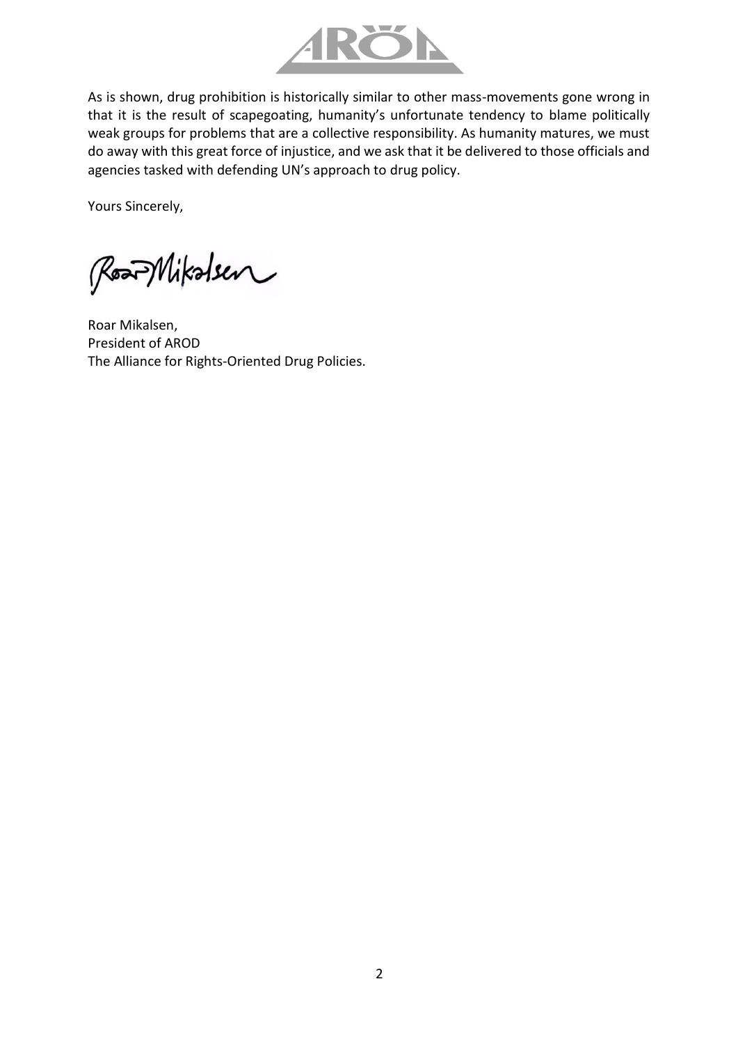As is shown, drug prohibition is historically similar to other mass-movements gone wrong in that it is the result of scapegoating, humanity's unfortunate tendency to blame politically weak groups for problems that are a collective responsibility. As humanity matures, we must do away with this great force of injustice, and we ask that it be delivered to those officials and agencies tasked with defending UN's approach to drug policy.

Yours Sincerely,

Roar Mikalsen,
President of AROD
The Alliance for Rights-Oriented Drug Policies.